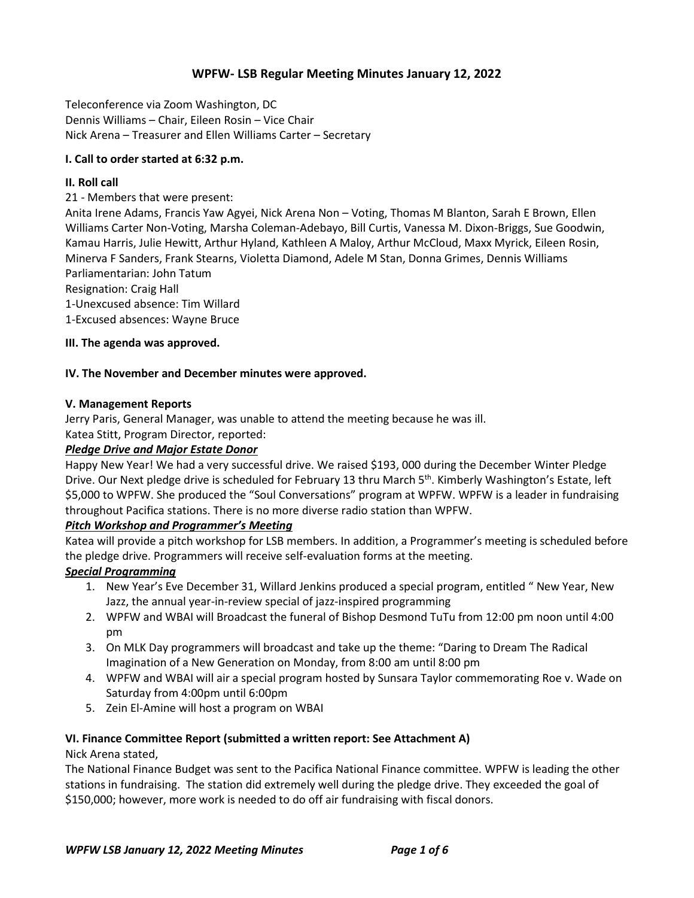## WPFW- LSB Regular Meeting Minutes January 12, 2022

Teleconference via Zoom Washington, DC
Dennis Williams – Chair, Eileen Rosin – Vice Chair
Nick Arena – Treasurer and Ellen Williams Carter – Secretary

**I. Call to order started at 6:32 p.m.**

**II. Roll call**

21 - Members that were present:
Anita Irene Adams, Francis Yaw Agyei, Nick Arena Non – Voting, Thomas M Blanton, Sarah E Brown, Ellen Williams Carter Non-Voting, Marsha Coleman-Adebayo, Bill Curtis, Vanessa M. Dixon-Briggs, Sue Goodwin, Kamau Harris, Julie Hewitt, Arthur Hyland, Kathleen A Maloy, Arthur McCloud, Maxx Myrick, Eileen Rosin, Minerva F Sanders, Frank Stearns, Violetta Diamond, Adele M Stan, Donna Grimes, Dennis Williams
Parliamentarian: John Tatum
Resignation: Craig Hall
1-Unexcused absence: Tim Willard
1-Excused absences: Wayne Bruce

**III. The agenda was approved.**

**IV. The November and December minutes were approved.**

**V. Management Reports**

Jerry Paris, General Manager, was unable to attend the meeting because he was ill.
Katea Stitt, Program Director, reported:

***Pledge Drive and Major Estate Donor***

Happy New Year! We had a very successful drive. We raised $193, 000 during the December Winter Pledge Drive. Our Next pledge drive is scheduled for February 13 thru March 5th. Kimberly Washington's Estate, left $5,000 to WPFW. She produced the "Soul Conversations" program at WPFW. WPFW is a leader in fundraising throughout Pacifica stations. There is no more diverse radio station than WPFW.

***Pitch Workshop and Programmer's Meeting***

Katea will provide a pitch workshop for LSB members. In addition, a Programmer's meeting is scheduled before the pledge drive. Programmers will receive self-evaluation forms at the meeting.

***Special Programming***

1. New Year's Eve December 31, Willard Jenkins produced a special program, entitled " New Year, New Jazz, the annual year-in-review special of jazz-inspired programming
2. WPFW and WBAI will Broadcast the funeral of Bishop Desmond TuTu from 12:00 pm noon until 4:00 pm
3. On MLK Day programmers will broadcast and take up the theme: "Daring to Dream The Radical Imagination of a New Generation on Monday, from 8:00 am until 8:00 pm
4. WPFW and WBAI will air a special program hosted by Sunsara Taylor commemorating Roe v. Wade on Saturday from 4:00pm until 6:00pm
5. Zein El-Amine will host a program on WBAI

**VI. Finance Committee Report (submitted a written report: See Attachment A)**

Nick Arena stated,
The National Finance Budget was sent to the Pacifica National Finance committee. WPFW is leading the other stations in fundraising. The station did extremely well during the pledge drive. They exceeded the goal of $150,000; however, more work is needed to do off air fundraising with fiscal donors.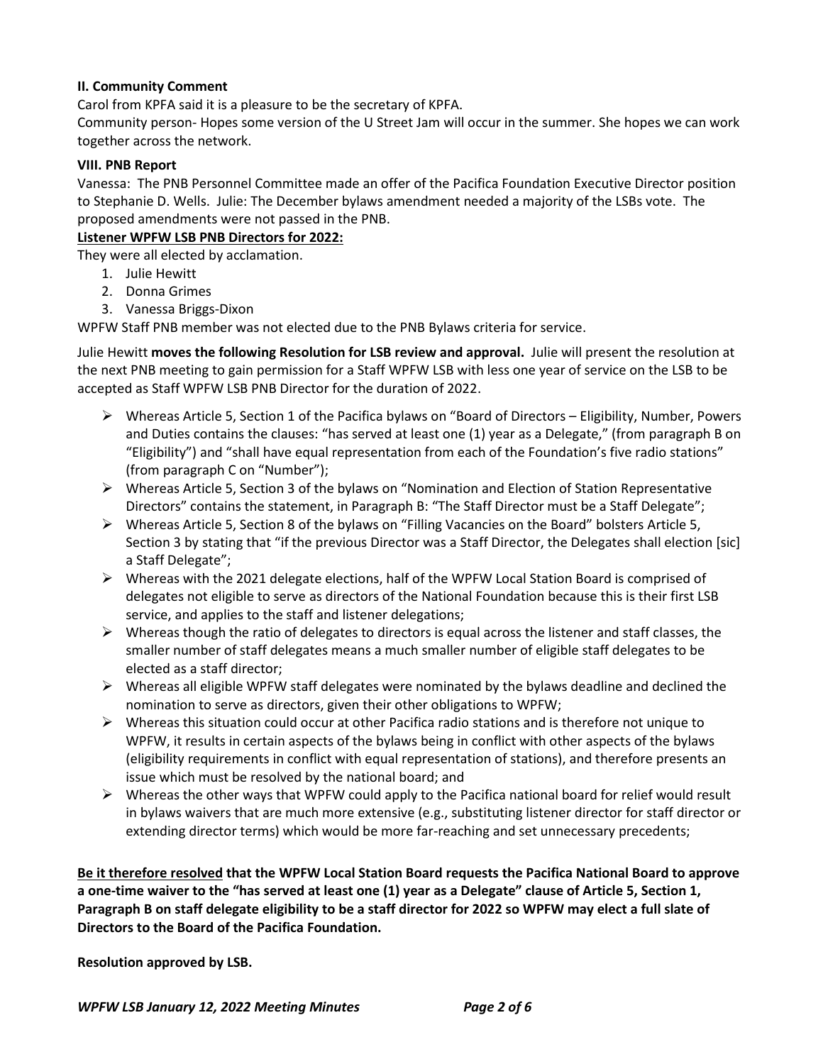**II. Community Comment**

Carol from KPFA said it is a pleasure to be the secretary of KPFA.

Community person- Hopes some version of the U Street Jam will occur in the summer. She hopes we can work together across the network.

**VIII. PNB Report**

Vanessa: The PNB Personnel Committee made an offer of the Pacifica Foundation Executive Director position to Stephanie D. Wells. Julie: The December bylaws amendment needed a majority of the LSBs vote. The proposed amendments were not passed in the PNB.

**Listener WPFW LSB PNB Directors for 2022:**

They were all elected by acclamation.

1. Julie Hewitt
2. Donna Grimes
3. Vanessa Briggs-Dixon

WPFW Staff PNB member was not elected due to the PNB Bylaws criteria for service.

Julie Hewitt **moves the following Resolution for LSB review and approval.** Julie will present the resolution at the next PNB meeting to gain permission for a Staff WPFW LSB with less one year of service on the LSB to be accepted as Staff WPFW LSB PNB Director for the duration of 2022.

- Whereas Article 5, Section 1 of the Pacifica bylaws on "Board of Directors – Eligibility, Number, Powers and Duties contains the clauses: "has served at least one (1) year as a Delegate," (from paragraph B on "Eligibility") and "shall have equal representation from each of the Foundation's five radio stations" (from paragraph C on "Number");
- Whereas Article 5, Section 3 of the bylaws on "Nomination and Election of Station Representative Directors" contains the statement, in Paragraph B: "The Staff Director must be a Staff Delegate";
- Whereas Article 5, Section 8 of the bylaws on "Filling Vacancies on the Board" bolsters Article 5, Section 3 by stating that "if the previous Director was a Staff Director, the Delegates shall election [sic] a Staff Delegate";
- Whereas with the 2021 delegate elections, half of the WPFW Local Station Board is comprised of delegates not eligible to serve as directors of the National Foundation because this is their first LSB service, and applies to the staff and listener delegations;
- Whereas though the ratio of delegates to directors is equal across the listener and staff classes, the smaller number of staff delegates means a much smaller number of eligible staff delegates to be elected as a staff director;
- Whereas all eligible WPFW staff delegates were nominated by the bylaws deadline and declined the nomination to serve as directors, given their other obligations to WPFW;
- Whereas this situation could occur at other Pacifica radio stations and is therefore not unique to WPFW, it results in certain aspects of the bylaws being in conflict with other aspects of the bylaws (eligibility requirements in conflict with equal representation of stations), and therefore presents an issue which must be resolved by the national board; and
- Whereas the other ways that WPFW could apply to the Pacifica national board for relief would result in bylaws waivers that are much more extensive (e.g., substituting listener director for staff director or extending director terms) which would be more far-reaching and set unnecessary precedents;

**<u>Be it therefore resolved</u> that the WPFW Local Station Board requests the Pacifica National Board to approve a one-time waiver to the "has served at least one (1) year as a Delegate" clause of Article 5, Section 1, Paragraph B on staff delegate eligibility to be a staff director for 2022 so WPFW may elect a full slate of Directors to the Board of the Pacifica Foundation.**

**Resolution approved by LSB.**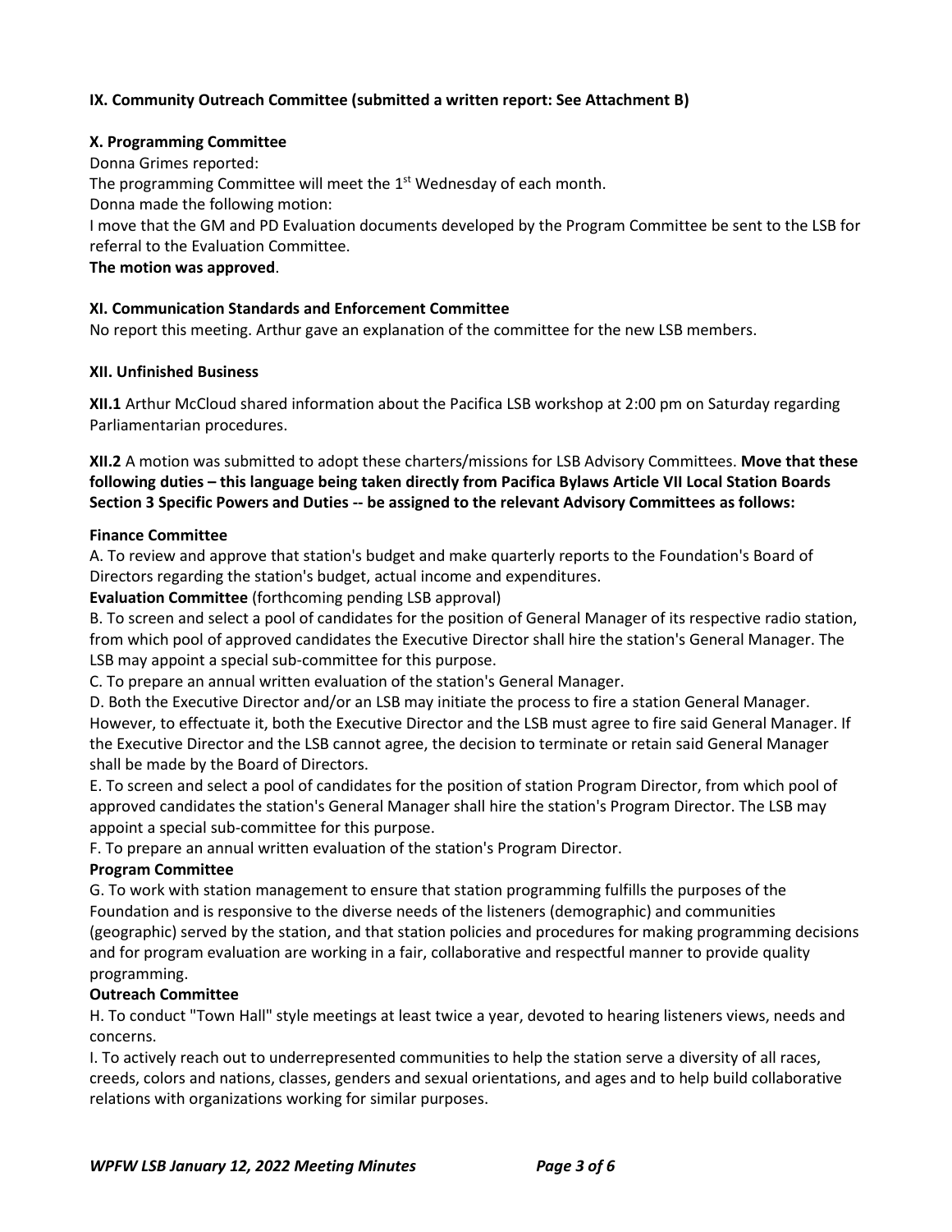**IX. Community Outreach Committee (submitted a written report: See Attachment B)**

**X. Programming Committee**

Donna Grimes reported:

The programming Committee will meet the 1st Wednesday of each month.

Donna made the following motion:

I move that the GM and PD Evaluation documents developed by the Program Committee be sent to the LSB for referral to the Evaluation Committee.

**The motion was approved**.

**XI. Communication Standards and Enforcement Committee**

No report this meeting. Arthur gave an explanation of the committee for the new LSB members.

**XII. Unfinished Business**

**XII.1** Arthur McCloud shared information about the Pacifica LSB workshop at 2:00 pm on Saturday regarding Parliamentarian procedures.

**XII.2** A motion was submitted to adopt these charters/missions for LSB Advisory Committees. **Move that these following duties – this language being taken directly from Pacifica Bylaws Article VII Local Station Boards Section 3 Specific Powers and Duties -- be assigned to the relevant Advisory Committees as follows:**

**Finance Committee**

A. To review and approve that station's budget and make quarterly reports to the Foundation's Board of Directors regarding the station's budget, actual income and expenditures.

**Evaluation Committee** (forthcoming pending LSB approval)

B. To screen and select a pool of candidates for the position of General Manager of its respective radio station, from which pool of approved candidates the Executive Director shall hire the station's General Manager. The LSB may appoint a special sub-committee for this purpose.

C. To prepare an annual written evaluation of the station's General Manager.

D. Both the Executive Director and/or an LSB may initiate the process to fire a station General Manager. However, to effectuate it, both the Executive Director and the LSB must agree to fire said General Manager. If the Executive Director and the LSB cannot agree, the decision to terminate or retain said General Manager shall be made by the Board of Directors.

E. To screen and select a pool of candidates for the position of station Program Director, from which pool of approved candidates the station's General Manager shall hire the station's Program Director. The LSB may appoint a special sub-committee for this purpose.

F. To prepare an annual written evaluation of the station's Program Director.

**Program Committee**

G. To work with station management to ensure that station programming fulfills the purposes of the Foundation and is responsive to the diverse needs of the listeners (demographic) and communities (geographic) served by the station, and that station policies and procedures for making programming decisions and for program evaluation are working in a fair, collaborative and respectful manner to provide quality programming.

**Outreach Committee**

H. To conduct "Town Hall" style meetings at least twice a year, devoted to hearing listeners views, needs and concerns.

I. To actively reach out to underrepresented communities to help the station serve a diversity of all races, creeds, colors and nations, classes, genders and sexual orientations, and ages and to help build collaborative relations with organizations working for similar purposes.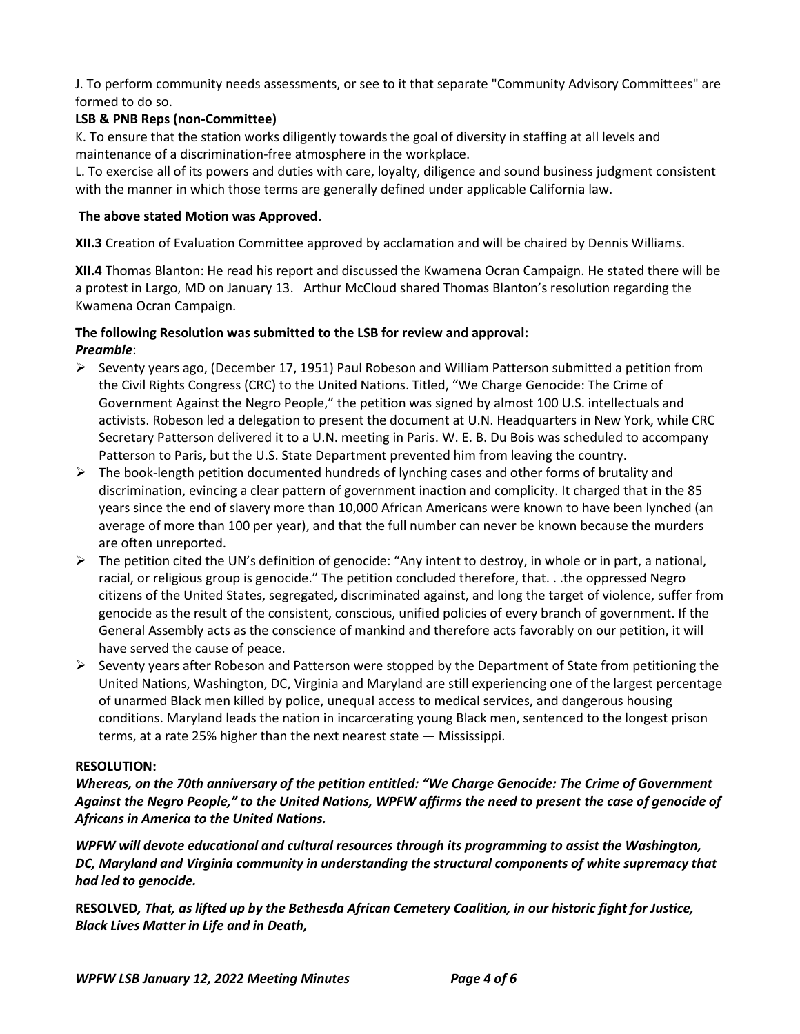J. To perform community needs assessments, or see to it that separate "Community Advisory Committees" are formed to do so.

**LSB & PNB Reps (non-Committee)**

K. To ensure that the station works diligently towards the goal of diversity in staffing at all levels and maintenance of a discrimination-free atmosphere in the workplace.

L. To exercise all of its powers and duties with care, loyalty, diligence and sound business judgment consistent with the manner in which those terms are generally defined under applicable California law.

**The above stated Motion was Approved.**

**XII.3** Creation of Evaluation Committee approved by acclamation and will be chaired by Dennis Williams.

**XII.4** Thomas Blanton: He read his report and discussed the Kwamena Ocran Campaign. He stated there will be a protest in Largo, MD on January 13. Arthur McCloud shared Thomas Blanton's resolution regarding the Kwamena Ocran Campaign.

**The following Resolution was submitted to the LSB for review and approval:**

***Preamble***:

- Seventy years ago, (December 17, 1951) Paul Robeson and William Patterson submitted a petition from the Civil Rights Congress (CRC) to the United Nations. Titled, "We Charge Genocide: The Crime of Government Against the Negro People," the petition was signed by almost 100 U.S. intellectuals and activists. Robeson led a delegation to present the document at U.N. Headquarters in New York, while CRC Secretary Patterson delivered it to a U.N. meeting in Paris. W. E. B. Du Bois was scheduled to accompany Patterson to Paris, but the U.S. State Department prevented him from leaving the country.
- The book-length petition documented hundreds of lynching cases and other forms of brutality and discrimination, evincing a clear pattern of government inaction and complicity. It charged that in the 85 years since the end of slavery more than 10,000 African Americans were known to have been lynched (an average of more than 100 per year), and that the full number can never be known because the murders are often unreported.
- The petition cited the UN's definition of genocide: "Any intent to destroy, in whole or in part, a national, racial, or religious group is genocide." The petition concluded therefore, that. . .the oppressed Negro citizens of the United States, segregated, discriminated against, and long the target of violence, suffer from genocide as the result of the consistent, conscious, unified policies of every branch of government. If the General Assembly acts as the conscience of mankind and therefore acts favorably on our petition, it will have served the cause of peace.
- Seventy years after Robeson and Patterson were stopped by the Department of State from petitioning the United Nations, Washington, DC, Virginia and Maryland are still experiencing one of the largest percentage of unarmed Black men killed by police, unequal access to medical services, and dangerous housing conditions. Maryland leads the nation in incarcerating young Black men, sentenced to the longest prison terms, at a rate 25% higher than the next nearest state — Mississippi.

**RESOLUTION:**

***Whereas, on the 70th anniversary of the petition entitled: "We Charge Genocide: The Crime of Government Against the Negro People," to the United Nations, WPFW affirms the need to present the case of genocide of Africans in America to the United Nations.***

***WPFW will devote educational and cultural resources through its programming to assist the Washington, DC, Maryland and Virginia community in understanding the structural components of white supremacy that had led to genocide.***

**RESOLVED*, That, as lifted up by the Bethesda African Cemetery Coalition, in our historic fight for Justice, Black Lives Matter in Life and in Death,***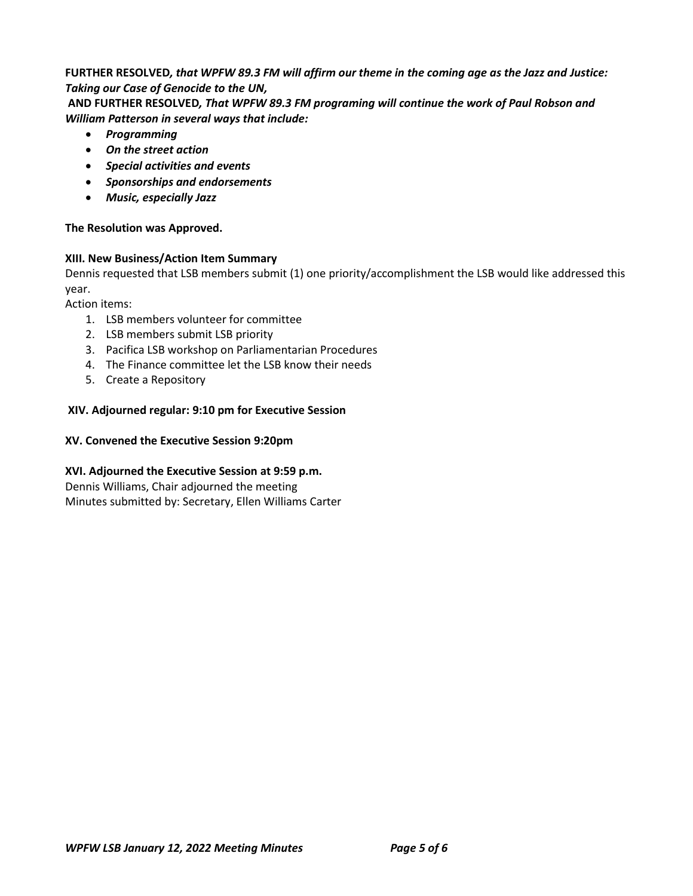**FURTHER RESOLVED*, that WPFW 89.3 FM will affirm our theme in the coming age as the Jazz and Justice: Taking our Case of Genocide to the UN,***

**AND FURTHER RESOLVED*, That WPFW 89.3 FM programing will continue the work of Paul Robson and William Patterson in several ways that include:***

- ***Programming***
- ***On the street action***
- ***Special activities and events***
- ***Sponsorships and endorsements***
- ***Music, especially Jazz***

**The Resolution was Approved.**

**XIII. New Business/Action Item Summary**

Dennis requested that LSB members submit (1) one priority/accomplishment the LSB would like addressed this year.

Action items:

1. LSB members volunteer for committee
2. LSB members submit LSB priority
3. Pacifica LSB workshop on Parliamentarian Procedures
4. The Finance committee let the LSB know their needs
5. Create a Repository

**XIV. Adjourned regular: 9:10 pm for Executive Session**

**XV. Convened the Executive Session 9:20pm**

**XVI. Adjourned the Executive Session at 9:59 p.m.**

Dennis Williams, Chair adjourned the meeting

Minutes submitted by: Secretary, Ellen Williams Carter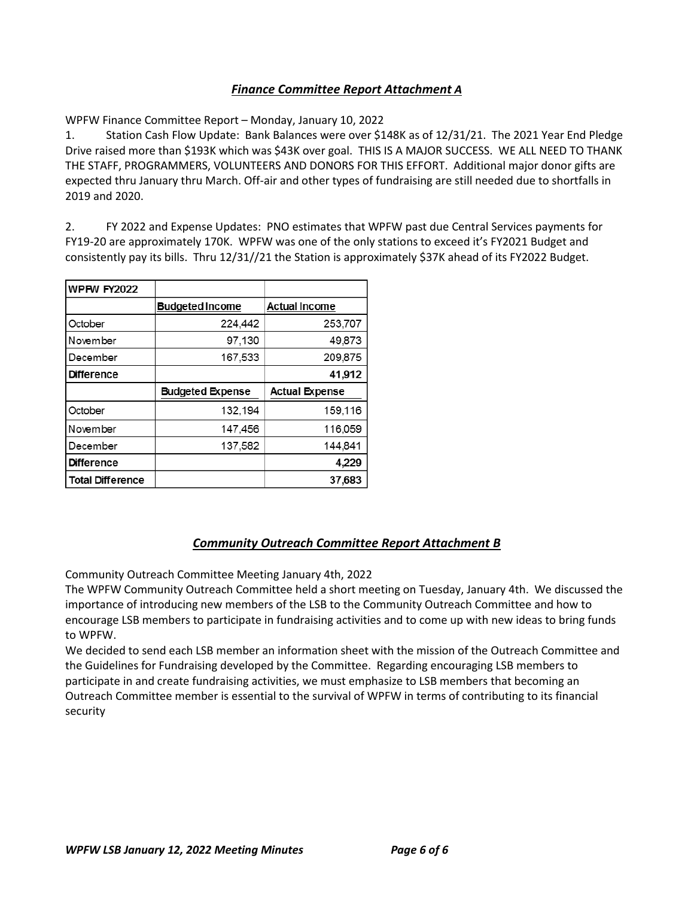## ***Finance Committee Report Attachment A***

WPFW Finance Committee Report – Monday, January 10, 2022

1. Station Cash Flow Update: Bank Balances were over $148K as of 12/31/21. The 2021 Year End Pledge Drive raised more than $193K which was $43K over goal. THIS IS A MAJOR SUCCESS. WE ALL NEED TO THANK THE STAFF, PROGRAMMERS, VOLUNTEERS AND DONORS FOR THIS EFFORT. Additional major donor gifts are expected thru January thru March. Off-air and other types of fundraising are still needed due to shortfalls in 2019 and 2020.

2. FY 2022 and Expense Updates: PNO estimates that WPFW past due Central Services payments for FY19-20 are approximately 170K. WPFW was one of the only stations to exceed it's FY2021 Budget and consistently pay its bills. Thru 12/31//21 the Station is approximately $37K ahead of its FY2022 Budget.

| **WPFW FY2022** | | |
|---|---|---|
| | Budgeted Income | Actual Income |
| October | 224,442 | 253,707 |
| November | 97,130 | 49,873 |
| December | 167,533 | 209,875 |
| **Difference** | | **41,912** |
| | Budgeted Expense | Actual Expense |
| October | 132,194 | 159,116 |
| November | 147,456 | 116,059 |
| December | 137,582 | 144,841 |
| **Difference** | | **4,229** |
| **Total Difference** | | **37,683** |

## ***Community Outreach Committee Report Attachment B***

Community Outreach Committee Meeting January 4th, 2022

The WPFW Community Outreach Committee held a short meeting on Tuesday, January 4th. We discussed the importance of introducing new members of the LSB to the Community Outreach Committee and how to encourage LSB members to participate in fundraising activities and to come up with new ideas to bring funds to WPFW.

We decided to send each LSB member an information sheet with the mission of the Outreach Committee and the Guidelines for Fundraising developed by the Committee. Regarding encouraging LSB members to participate in and create fundraising activities, we must emphasize to LSB members that becoming an Outreach Committee member is essential to the survival of WPFW in terms of contributing to its financial security